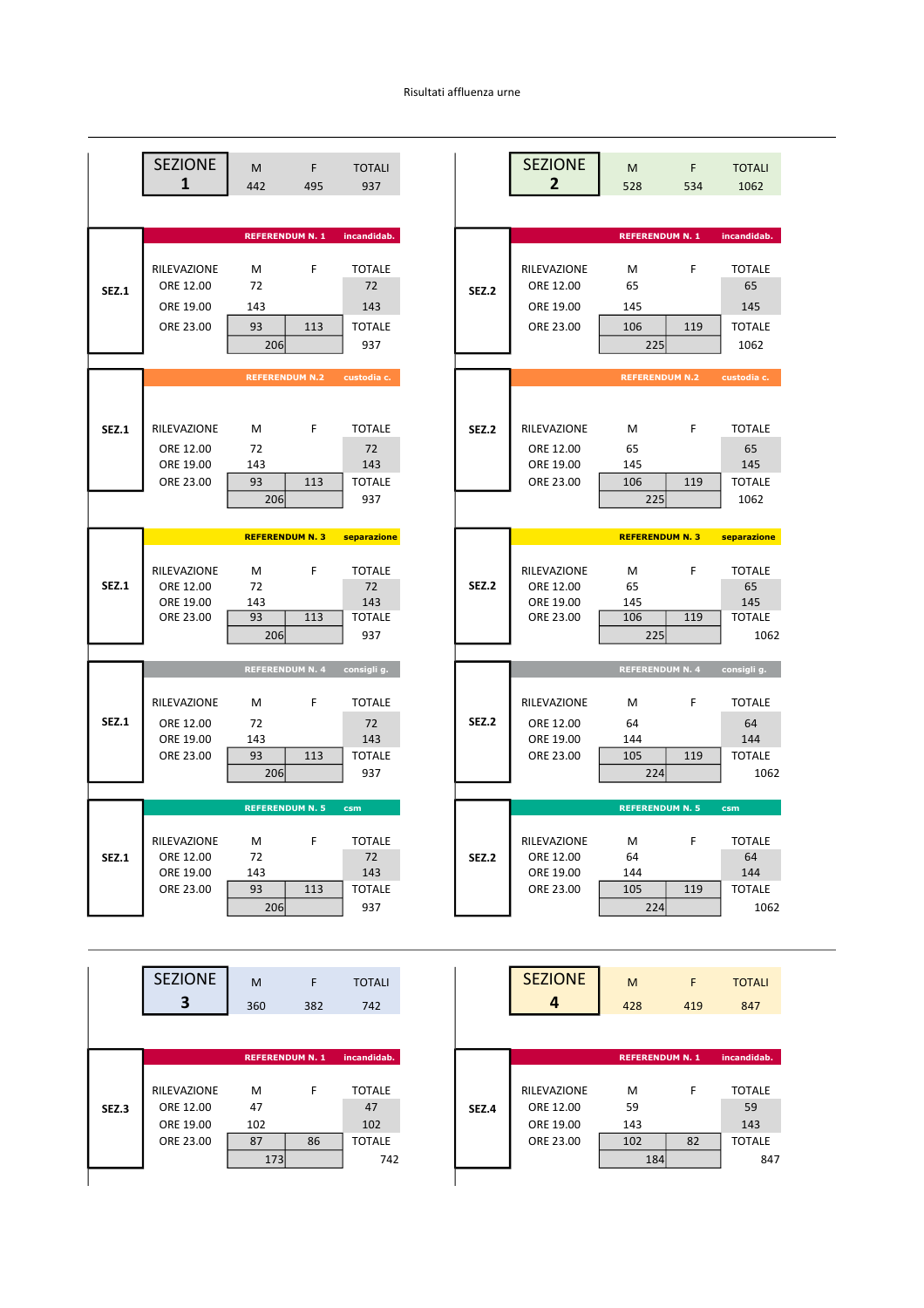Risultati affluenza urne

## SEZIONE 1

| M | F | TOTALI |
|---|---|---|
| 442 | 495 | 937 |

### SEZ.1 — REFERENDUM N. 1 — incandidab.

| RILEVAZIONE | M | F | TOTALE |
|---|---|---|---|
| ORE 12.00 | 72 | | 72 |
| ORE 19.00 | 143 | | 143 |
| ORE 23.00 | 93 | 113 | TOTALE |
| | 206 | | 937 |

### SEZ.1 — REFERENDUM N.2 — custodia c.

| RILEVAZIONE | M | F | TOTALE |
|---|---|---|---|
| ORE 12.00 | 72 | | 72 |
| ORE 19.00 | 143 | | 143 |
| ORE 23.00 | 93 | 113 | TOTALE |
| | 206 | | 937 |

### SEZ.1 — REFERENDUM N. 3 — separazione

| RILEVAZIONE | M | F | TOTALE |
|---|---|---|---|
| ORE 12.00 | 72 | | 72 |
| ORE 19.00 | 143 | | 143 |
| ORE 23.00 | 93 | 113 | TOTALE |
| | 206 | | 937 |

### SEZ.1 — REFERENDUM N. 4 — consigli g.

| RILEVAZIONE | M | F | TOTALE |
|---|---|---|---|
| ORE 12.00 | 72 | | 72 |
| ORE 19.00 | 143 | | 143 |
| ORE 23.00 | 93 | 113 | TOTALE |
| | 206 | | 937 |

### SEZ.1 — REFERENDUM N. 5 — csm

| RILEVAZIONE | M | F | TOTALE |
|---|---|---|---|
| ORE 12.00 | 72 | | 72 |
| ORE 19.00 | 143 | | 143 |
| ORE 23.00 | 93 | 113 | TOTALE |
| | 206 | | 937 |

## SEZIONE 2

| M | F | TOTALI |
|---|---|---|
| 528 | 534 | 1062 |

### SEZ.2 — REFERENDUM N. 1 — incandidab.

| RILEVAZIONE | M | F | TOTALE |
|---|---|---|---|
| ORE 12.00 | 65 | | 65 |
| ORE 19.00 | 145 | | 145 |
| ORE 23.00 | 106 | 119 | TOTALE |
| | 225 | | 1062 |

### SEZ.2 — REFERENDUM N.2 — custodia c.

| RILEVAZIONE | M | F | TOTALE |
|---|---|---|---|
| ORE 12.00 | 65 | | 65 |
| ORE 19.00 | 145 | | 145 |
| ORE 23.00 | 106 | 119 | TOTALE |
| | 225 | | 1062 |

### SEZ.2 — REFERENDUM N. 3 — separazione

| RILEVAZIONE | M | F | TOTALE |
|---|---|---|---|
| ORE 12.00 | 65 | | 65 |
| ORE 19.00 | 145 | | 145 |
| ORE 23.00 | 106 | 119 | TOTALE |
| | 225 | | 1062 |

### SEZ.2 — REFERENDUM N. 4 — consigli g.

| RILEVAZIONE | M | F | TOTALE |
|---|---|---|---|
| ORE 12.00 | 64 | | 64 |
| ORE 19.00 | 144 | | 144 |
| ORE 23.00 | 105 | 119 | TOTALE |
| | 224 | | 1062 |

### SEZ.2 — REFERENDUM N. 5 — csm

| RILEVAZIONE | M | F | TOTALE |
|---|---|---|---|
| ORE 12.00 | 64 | | 64 |
| ORE 19.00 | 144 | | 144 |
| ORE 23.00 | 105 | 119 | TOTALE |
| | 224 | | 1062 |

## SEZIONE 3

| M | F | TOTALI |
|---|---|---|
| 360 | 382 | 742 |

### SEZ.3 — REFERENDUM N. 1 — incandidab.

| RILEVAZIONE | M | F | TOTALE |
|---|---|---|---|
| ORE 12.00 | 47 | | 47 |
| ORE 19.00 | 102 | | 102 |
| ORE 23.00 | 87 | 86 | TOTALE |
| | 173 | | 742 |

## SEZIONE 4

| M | F | TOTALI |
|---|---|---|
| 428 | 419 | 847 |

### SEZ.4 — REFERENDUM N. 1 — incandidab.

| RILEVAZIONE | M | F | TOTALE |
|---|---|---|---|
| ORE 12.00 | 59 | | 59 |
| ORE 19.00 | 143 | | 143 |
| ORE 23.00 | 102 | 82 | TOTALE |
| | 184 | | 847 |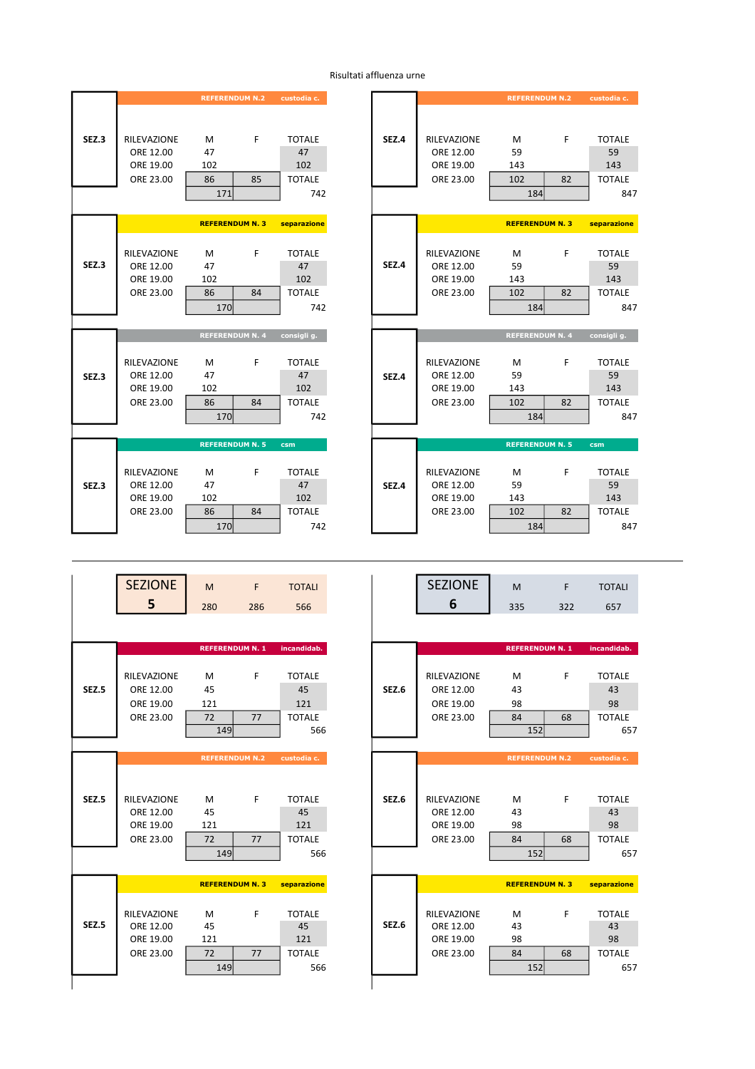Risultati affluenza urne

**SEZ.3** — REFERENDUM N.2 — custodia c.

| RILEVAZIONE | M | F | TOTALE |
|---|---|---|---|
| ORE 12.00 | 47 | | 47 |
| ORE 19.00 | 102 | | 102 |
| ORE 23.00 | 86 | 85 | TOTALE |
| | 171 | | 742 |

**SEZ.4** — REFERENDUM N.2 — custodia c.

| RILEVAZIONE | M | F | TOTALE |
|---|---|---|---|
| ORE 12.00 | 59 | | 59 |
| ORE 19.00 | 143 | | 143 |
| ORE 23.00 | 102 | 82 | TOTALE |
| | 184 | | 847 |

**SEZ.3** — REFERENDUM N. 3 — separazione

| RILEVAZIONE | M | F | TOTALE |
|---|---|---|---|
| ORE 12.00 | 47 | | 47 |
| ORE 19.00 | 102 | | 102 |
| ORE 23.00 | 86 | 84 | TOTALE |
| | 170 | | 742 |

**SEZ.4** — REFERENDUM N. 3 — separazione

| RILEVAZIONE | M | F | TOTALE |
|---|---|---|---|
| ORE 12.00 | 59 | | 59 |
| ORE 19.00 | 143 | | 143 |
| ORE 23.00 | 102 | 82 | TOTALE |
| | 184 | | 847 |

**SEZ.3** — REFERENDUM N. 4 — consigli g.

| RILEVAZIONE | M | F | TOTALE |
|---|---|---|---|
| ORE 12.00 | 47 | | 47 |
| ORE 19.00 | 102 | | 102 |
| ORE 23.00 | 86 | 84 | TOTALE |
| | 170 | | 742 |

**SEZ.4** — REFERENDUM N. 4 — consigli g.

| RILEVAZIONE | M | F | TOTALE |
|---|---|---|---|
| ORE 12.00 | 59 | | 59 |
| ORE 19.00 | 143 | | 143 |
| ORE 23.00 | 102 | 82 | TOTALE |
| | 184 | | 847 |

**SEZ.3** — REFERENDUM N. 5 — csm

| RILEVAZIONE | M | F | TOTALE |
|---|---|---|---|
| ORE 12.00 | 47 | | 47 |
| ORE 19.00 | 102 | | 102 |
| ORE 23.00 | 86 | 84 | TOTALE |
| | 170 | | 742 |

**SEZ.4** — REFERENDUM N. 5 — csm

| RILEVAZIONE | M | F | TOTALE |
|---|---|---|---|
| ORE 12.00 | 59 | | 59 |
| ORE 19.00 | 143 | | 143 |
| ORE 23.00 | 102 | 82 | TOTALE |
| | 184 | | 847 |

---

| SEZIONE 5 | M | F | TOTALI |
|---|---|---|---|
| | 280 | 286 | 566 |

| SEZIONE 6 | M | F | TOTALI |
|---|---|---|---|
| | 335 | 322 | 657 |

**SEZ.5** — REFERENDUM N. 1 — incandidab.

| RILEVAZIONE | M | F | TOTALE |
|---|---|---|---|
| ORE 12.00 | 45 | | 45 |
| ORE 19.00 | 121 | | 121 |
| ORE 23.00 | 72 | 77 | TOTALE |
| | 149 | | 566 |

**SEZ.6** — REFERENDUM N. 1 — incandidab.

| RILEVAZIONE | M | F | TOTALE |
|---|---|---|---|
| ORE 12.00 | 43 | | 43 |
| ORE 19.00 | 98 | | 98 |
| ORE 23.00 | 84 | 68 | TOTALE |
| | 152 | | 657 |

**SEZ.5** — REFERENDUM N.2 — custodia c.

| RILEVAZIONE | M | F | TOTALE |
|---|---|---|---|
| ORE 12.00 | 45 | | 45 |
| ORE 19.00 | 121 | | 121 |
| ORE 23.00 | 72 | 77 | TOTALE |
| | 149 | | 566 |

**SEZ.6** — REFERENDUM N.2 — custodia c.

| RILEVAZIONE | M | F | TOTALE |
|---|---|---|---|
| ORE 12.00 | 43 | | 43 |
| ORE 19.00 | 98 | | 98 |
| ORE 23.00 | 84 | 68 | TOTALE |
| | 152 | | 657 |

**SEZ.5** — REFERENDUM N. 3 — separazione

| RILEVAZIONE | M | F | TOTALE |
|---|---|---|---|
| ORE 12.00 | 45 | | 45 |
| ORE 19.00 | 121 | | 121 |
| ORE 23.00 | 72 | 77 | TOTALE |
| | 149 | | 566 |

**SEZ.6** — REFERENDUM N. 3 — separazione

| RILEVAZIONE | M | F | TOTALE |
|---|---|---|---|
| ORE 12.00 | 43 | | 43 |
| ORE 19.00 | 98 | | 98 |
| ORE 23.00 | 84 | 68 | TOTALE |
| | 152 | | 657 |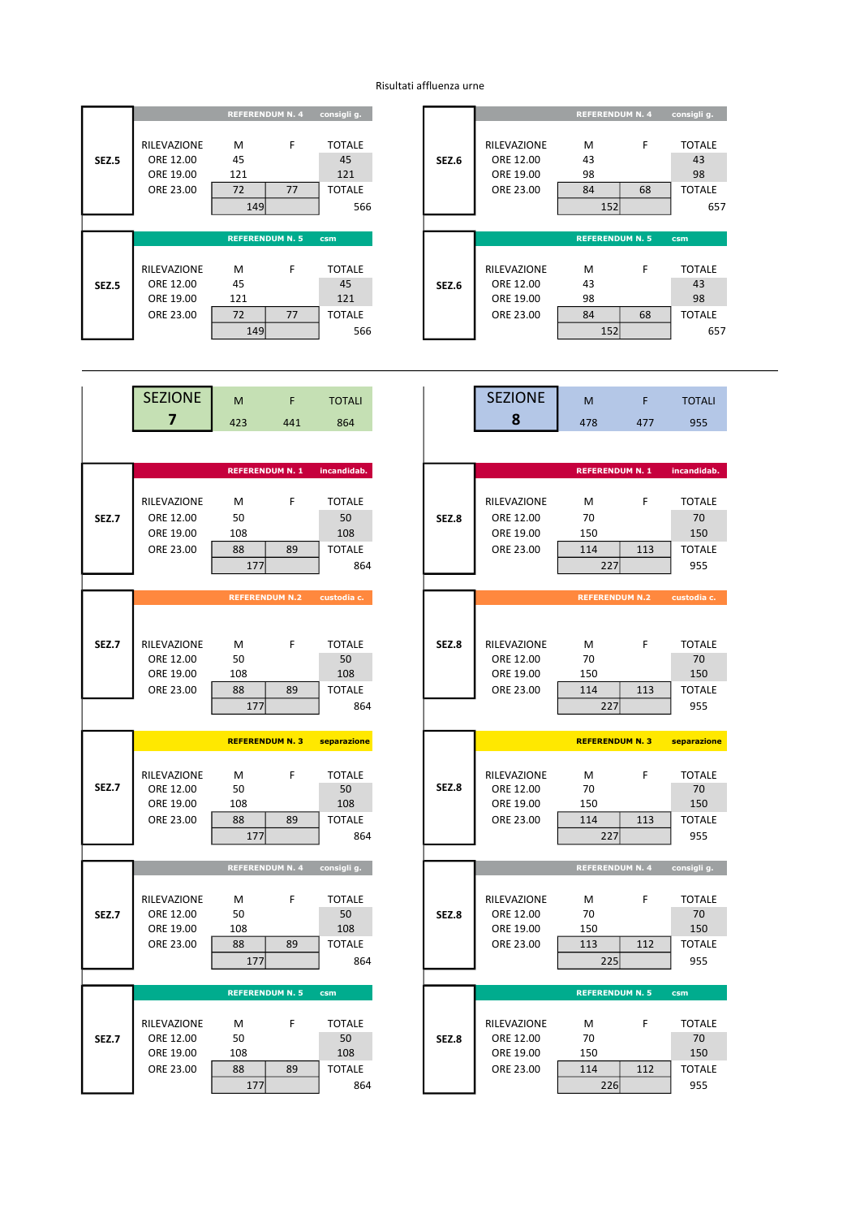Risultati affluenza urne

**SEZ.5** — REFERENDUM N. 4 — consigli g.

| RILEVAZIONE | M | F | TOTALE |
|---|---|---|---|
| ORE 12.00 | 45 | | 45 |
| ORE 19.00 | 121 | | 121 |
| ORE 23.00 | 72 | 77 | TOTALE |
| | 149 | | 566 |

**SEZ.6** — REFERENDUM N. 4 — consigli g.

| RILEVAZIONE | M | F | TOTALE |
|---|---|---|---|
| ORE 12.00 | 43 | | 43 |
| ORE 19.00 | 98 | | 98 |
| ORE 23.00 | 84 | 68 | TOTALE |
| | 152 | | 657 |

**SEZ.5** — REFERENDUM N. 5 — csm

| RILEVAZIONE | M | F | TOTALE |
|---|---|---|---|
| ORE 12.00 | 45 | | 45 |
| ORE 19.00 | 121 | | 121 |
| ORE 23.00 | 72 | 77 | TOTALE |
| | 149 | | 566 |

**SEZ.6** — REFERENDUM N. 5 — csm

| RILEVAZIONE | M | F | TOTALE |
|---|---|---|---|
| ORE 12.00 | 43 | | 43 |
| ORE 19.00 | 98 | | 98 |
| ORE 23.00 | 84 | 68 | TOTALE |
| | 152 | | 657 |

---

| SEZIONE 7 | M | F | TOTALI |
|---|---|---|---|
| | 423 | 441 | 864 |

| SEZIONE 8 | M | F | TOTALI |
|---|---|---|---|
| | 478 | 477 | 955 |

**SEZ.7** — REFERENDUM N. 1 — incandidab.

| RILEVAZIONE | M | F | TOTALE |
|---|---|---|---|
| ORE 12.00 | 50 | | 50 |
| ORE 19.00 | 108 | | 108 |
| ORE 23.00 | 88 | 89 | TOTALE |
| | 177 | | 864 |

**SEZ.8** — REFERENDUM N. 1 — incandidab.

| RILEVAZIONE | M | F | TOTALE |
|---|---|---|---|
| ORE 12.00 | 70 | | 70 |
| ORE 19.00 | 150 | | 150 |
| ORE 23.00 | 114 | 113 | TOTALE |
| | 227 | | 955 |

**SEZ.7** — REFERENDUM N.2 — custodia c.

| RILEVAZIONE | M | F | TOTALE |
|---|---|---|---|
| ORE 12.00 | 50 | | 50 |
| ORE 19.00 | 108 | | 108 |
| ORE 23.00 | 88 | 89 | TOTALE |
| | 177 | | 864 |

**SEZ.8** — REFERENDUM N.2 — custodia c.

| RILEVAZIONE | M | F | TOTALE |
|---|---|---|---|
| ORE 12.00 | 70 | | 70 |
| ORE 19.00 | 150 | | 150 |
| ORE 23.00 | 114 | 113 | TOTALE |
| | 227 | | 955 |

**SEZ.7** — REFERENDUM N. 3 — separazione

| RILEVAZIONE | M | F | TOTALE |
|---|---|---|---|
| ORE 12.00 | 50 | | 50 |
| ORE 19.00 | 108 | | 108 |
| ORE 23.00 | 88 | 89 | TOTALE |
| | 177 | | 864 |

**SEZ.8** — REFERENDUM N. 3 — separazione

| RILEVAZIONE | M | F | TOTALE |
|---|---|---|---|
| ORE 12.00 | 70 | | 70 |
| ORE 19.00 | 150 | | 150 |
| ORE 23.00 | 114 | 113 | TOTALE |
| | 227 | | 955 |

**SEZ.7** — REFERENDUM N. 4 — consigli g.

| RILEVAZIONE | M | F | TOTALE |
|---|---|---|---|
| ORE 12.00 | 50 | | 50 |
| ORE 19.00 | 108 | | 108 |
| ORE 23.00 | 88 | 89 | TOTALE |
| | 177 | | 864 |

**SEZ.8** — REFERENDUM N. 4 — consigli g.

| RILEVAZIONE | M | F | TOTALE |
|---|---|---|---|
| ORE 12.00 | 70 | | 70 |
| ORE 19.00 | 150 | | 150 |
| ORE 23.00 | 113 | 112 | TOTALE |
| | 225 | | 955 |

**SEZ.7** — REFERENDUM N. 5 — csm

| RILEVAZIONE | M | F | TOTALE |
|---|---|---|---|
| ORE 12.00 | 50 | | 50 |
| ORE 19.00 | 108 | | 108 |
| ORE 23.00 | 88 | 89 | TOTALE |
| | 177 | | 864 |

**SEZ.8** — REFERENDUM N. 5 — csm

| RILEVAZIONE | M | F | TOTALE |
|---|---|---|---|
| ORE 12.00 | 70 | | 70 |
| ORE 19.00 | 150 | | 150 |
| ORE 23.00 | 114 | 112 | TOTALE |
| | 226 | | 955 |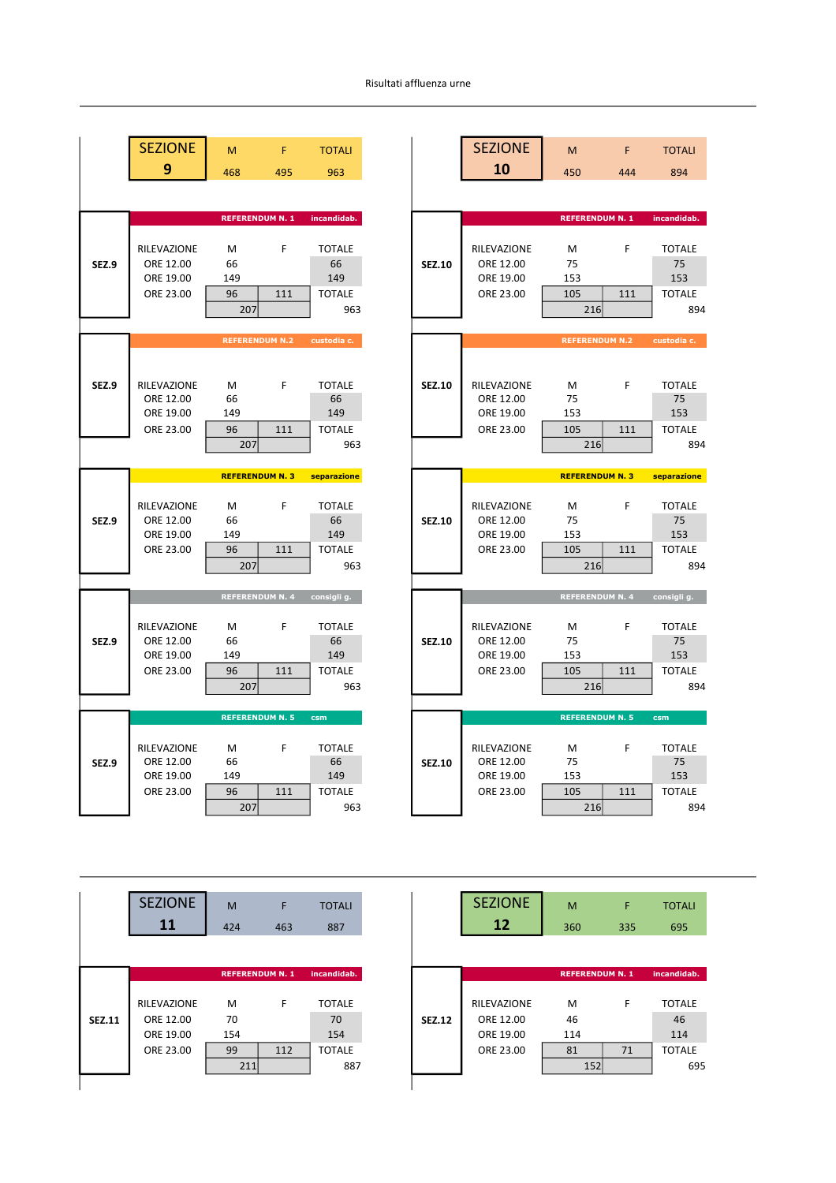Risultati affluenza urne

| SEZIONE 9 | M | F | TOTALI |
|---|---|---|---|
| | 468 | 495 | 963 |

| SEZIONE 10 | M | F | TOTALI |
|---|---|---|---|
| | 450 | 444 | 894 |

**REFERENDUM N. 1 — incandidab.**

| SEZ.9 | RILEVAZIONE | M | F | TOTALE |
|---|---|---|---|---|
| | ORE 12.00 | 66 | | 66 |
| | ORE 19.00 | 149 | | 149 |
| | ORE 23.00 | 96 | 111 | TOTALE |
| | | 207 | | 963 |

| SEZ.10 | RILEVAZIONE | M | F | TOTALE |
|---|---|---|---|---|
| | ORE 12.00 | 75 | | 75 |
| | ORE 19.00 | 153 | | 153 |
| | ORE 23.00 | 105 | 111 | TOTALE |
| | | 216 | | 894 |

**REFERENDUM N.2 — custodia c.**

| SEZ.9 | RILEVAZIONE | M | F | TOTALE |
|---|---|---|---|---|
| | ORE 12.00 | 66 | | 66 |
| | ORE 19.00 | 149 | | 149 |
| | ORE 23.00 | 96 | 111 | TOTALE |
| | | 207 | | 963 |

| SEZ.10 | RILEVAZIONE | M | F | TOTALE |
|---|---|---|---|---|
| | ORE 12.00 | 75 | | 75 |
| | ORE 19.00 | 153 | | 153 |
| | ORE 23.00 | 105 | 111 | TOTALE |
| | | 216 | | 894 |

**REFERENDUM N. 3 — separazione**

| SEZ.9 | RILEVAZIONE | M | F | TOTALE |
|---|---|---|---|---|
| | ORE 12.00 | 66 | | 66 |
| | ORE 19.00 | 149 | | 149 |
| | ORE 23.00 | 96 | 111 | TOTALE |
| | | 207 | | 963 |

| SEZ.10 | RILEVAZIONE | M | F | TOTALE |
|---|---|---|---|---|
| | ORE 12.00 | 75 | | 75 |
| | ORE 19.00 | 153 | | 153 |
| | ORE 23.00 | 105 | 111 | TOTALE |
| | | 216 | | 894 |

**REFERENDUM N. 4 — consigli g.**

| SEZ.9 | RILEVAZIONE | M | F | TOTALE |
|---|---|---|---|---|
| | ORE 12.00 | 66 | | 66 |
| | ORE 19.00 | 149 | | 149 |
| | ORE 23.00 | 96 | 111 | TOTALE |
| | | 207 | | 963 |

| SEZ.10 | RILEVAZIONE | M | F | TOTALE |
|---|---|---|---|---|
| | ORE 12.00 | 75 | | 75 |
| | ORE 19.00 | 153 | | 153 |
| | ORE 23.00 | 105 | 111 | TOTALE |
| | | 216 | | 894 |

**REFERENDUM N. 5 — csm**

| SEZ.9 | RILEVAZIONE | M | F | TOTALE |
|---|---|---|---|---|
| | ORE 12.00 | 66 | | 66 |
| | ORE 19.00 | 149 | | 149 |
| | ORE 23.00 | 96 | 111 | TOTALE |
| | | 207 | | 963 |

| SEZ.10 | RILEVAZIONE | M | F | TOTALE |
|---|---|---|---|---|
| | ORE 12.00 | 75 | | 75 |
| | ORE 19.00 | 153 | | 153 |
| | ORE 23.00 | 105 | 111 | TOTALE |
| | | 216 | | 894 |

| SEZIONE 11 | M | F | TOTALI |
|---|---|---|---|
| | 424 | 463 | 887 |

| SEZIONE 12 | M | F | TOTALI |
|---|---|---|---|
| | 360 | 335 | 695 |

**REFERENDUM N. 1 — incandidab.**

| SEZ.11 | RILEVAZIONE | M | F | TOTALE |
|---|---|---|---|---|
| | ORE 12.00 | 70 | | 70 |
| | ORE 19.00 | 154 | | 154 |
| | ORE 23.00 | 99 | 112 | TOTALE |
| | | 211 | | 887 |

| SEZ.12 | RILEVAZIONE | M | F | TOTALE |
|---|---|---|---|---|
| | ORE 12.00 | 46 | | 46 |
| | ORE 19.00 | 114 | | 114 |
| | ORE 23.00 | 81 | 71 | TOTALE |
| | | 152 | | 695 |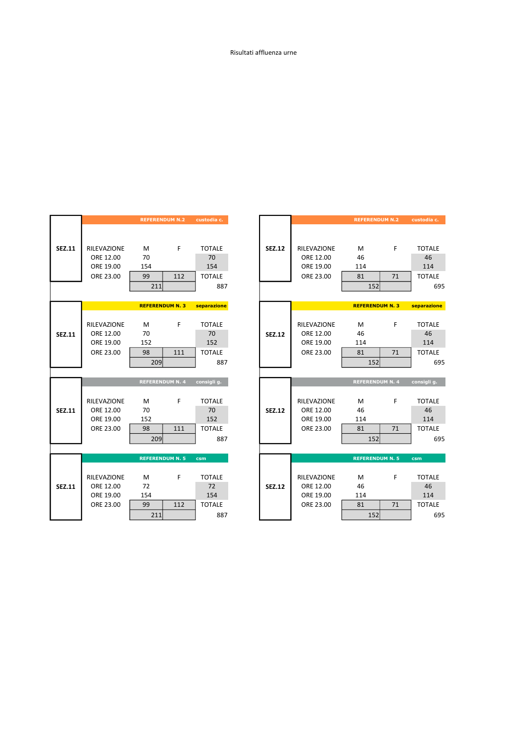Risultati affluenza urne

## SEZ.11

| REFERENDUM N.2 | custodia c. | | |
|---|---|---|---|
| RILEVAZIONE | M | F | TOTALE |
| ORE 12.00 | 70 | | 70 |
| ORE 19.00 | 154 | | 154 |
| ORE 23.00 | 99 | 112 | TOTALE |
| | 211 | | 887 |

## SEZ.12

| REFERENDUM N.2 | custodia c. | | |
|---|---|---|---|
| RILEVAZIONE | M | F | TOTALE |
| ORE 12.00 | 46 | | 46 |
| ORE 19.00 | 114 | | 114 |
| ORE 23.00 | 81 | 71 | TOTALE |
| | 152 | | 695 |

## SEZ.11

| REFERENDUM N. 3 | separazione | | |
|---|---|---|---|
| RILEVAZIONE | M | F | TOTALE |
| ORE 12.00 | 70 | | 70 |
| ORE 19.00 | 152 | | 152 |
| ORE 23.00 | 98 | 111 | TOTALE |
| | 209 | | 887 |

## SEZ.12

| REFERENDUM N. 3 | separazione | | |
|---|---|---|---|
| RILEVAZIONE | M | F | TOTALE |
| ORE 12.00 | 46 | | 46 |
| ORE 19.00 | 114 | | 114 |
| ORE 23.00 | 81 | 71 | TOTALE |
| | 152 | | 695 |

## SEZ.11

| REFERENDUM N. 4 | consigli g. | | |
|---|---|---|---|
| RILEVAZIONE | M | F | TOTALE |
| ORE 12.00 | 70 | | 70 |
| ORE 19.00 | 152 | | 152 |
| ORE 23.00 | 98 | 111 | TOTALE |
| | 209 | | 887 |

## SEZ.12

| REFERENDUM N. 4 | consigli g. | | |
|---|---|---|---|
| RILEVAZIONE | M | F | TOTALE |
| ORE 12.00 | 46 | | 46 |
| ORE 19.00 | 114 | | 114 |
| ORE 23.00 | 81 | 71 | TOTALE |
| | 152 | | 695 |

## SEZ.11

| REFERENDUM N. 5 | csm | | |
|---|---|---|---|
| RILEVAZIONE | M | F | TOTALE |
| ORE 12.00 | 72 | | 72 |
| ORE 19.00 | 154 | | 154 |
| ORE 23.00 | 99 | 112 | TOTALE |
| | 211 | | 887 |

## SEZ.12

| REFERENDUM N. 5 | csm | | |
|---|---|---|---|
| RILEVAZIONE | M | F | TOTALE |
| ORE 12.00 | 46 | | 46 |
| ORE 19.00 | 114 | | 114 |
| ORE 23.00 | 81 | 71 | TOTALE |
| | 152 | | 695 |